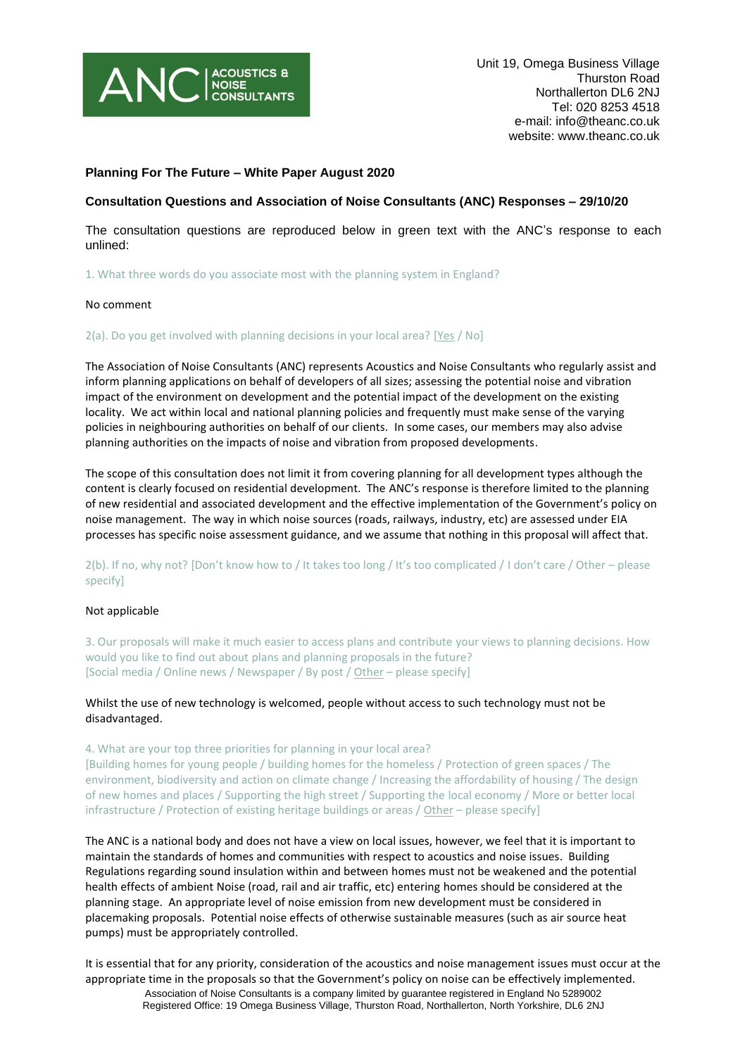ANC | ACOUSTICS & NOISE CONSULTANTS

Unit 19, Omega Business Village
Thurston Road
Northallerton DL6 2NJ
Tel: 020 8253 4518
e-mail: info@theanc.co.uk
website: www.theanc.co.uk

**Planning For The Future – White Paper August 2020**

**Consultation Questions and Association of Noise Consultants (ANC) Responses – 29/10/20**

The consultation questions are reproduced below in green text with the ANC's response to each unlined:

1. What three words do you associate most with the planning system in England?

No comment

2(a). Do you get involved with planning decisions in your local area? [Yes / No]

The Association of Noise Consultants (ANC) represents Acoustics and Noise Consultants who regularly assist and inform planning applications on behalf of developers of all sizes; assessing the potential noise and vibration impact of the environment on development and the potential impact of the development on the existing locality. We act within local and national planning policies and frequently must make sense of the varying policies in neighbouring authorities on behalf of our clients. In some cases, our members may also advise planning authorities on the impacts of noise and vibration from proposed developments.

The scope of this consultation does not limit it from covering planning for all development types although the content is clearly focused on residential development. The ANC's response is therefore limited to the planning of new residential and associated development and the effective implementation of the Government's policy on noise management. The way in which noise sources (roads, railways, industry, etc) are assessed under EIA processes has specific noise assessment guidance, and we assume that nothing in this proposal will affect that.

2(b). If no, why not? [Don't know how to / It takes too long / It's too complicated / I don't care / Other – please specify]

Not applicable

3. Our proposals will make it much easier to access plans and contribute your views to planning decisions. How would you like to find out about plans and planning proposals in the future? [Social media / Online news / Newspaper / By post / Other – please specify]

Whilst the use of new technology is welcomed, people without access to such technology must not be disadvantaged.

4. What are your top three priorities for planning in your local area? [Building homes for young people / building homes for the homeless / Protection of green spaces / The environment, biodiversity and action on climate change / Increasing the affordability of housing / The design of new homes and places / Supporting the high street / Supporting the local economy / More or better local infrastructure / Protection of existing heritage buildings or areas / Other – please specify]

The ANC is a national body and does not have a view on local issues, however, we feel that it is important to maintain the standards of homes and communities with respect to acoustics and noise issues. Building Regulations regarding sound insulation within and between homes must not be weakened and the potential health effects of ambient Noise (road, rail and air traffic, etc) entering homes should be considered at the planning stage. An appropriate level of noise emission from new development must be considered in placemaking proposals. Potential noise effects of otherwise sustainable measures (such as air source heat pumps) must be appropriately controlled.

It is essential that for any priority, consideration of the acoustics and noise management issues must occur at the appropriate time in the proposals so that the Government's policy on noise can be effectively implemented.

Association of Noise Consultants is a company limited by guarantee registered in England No 5289002
Registered Office: 19 Omega Business Village, Thurston Road, Northallerton, North Yorkshire, DL6 2NJ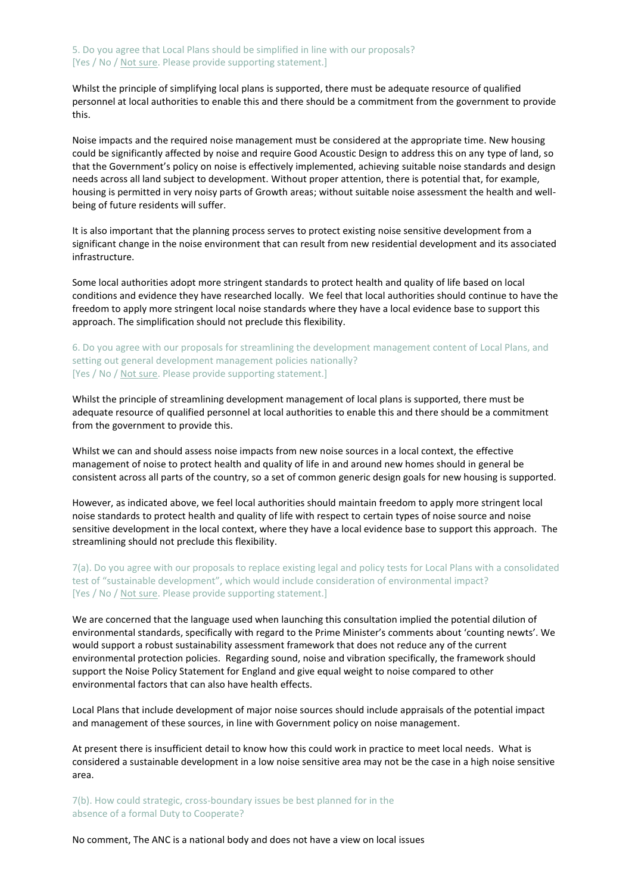5. Do you agree that Local Plans should be simplified in line with our proposals?
[Yes / No / Not sure. Please provide supporting statement.]

Whilst the principle of simplifying local plans is supported, there must be adequate resource of qualified personnel at local authorities to enable this and there should be a commitment from the government to provide this.

Noise impacts and the required noise management must be considered at the appropriate time. New housing could be significantly affected by noise and require Good Acoustic Design to address this on any type of land, so that the Government's policy on noise is effectively implemented, achieving suitable noise standards and design needs across all land subject to development. Without proper attention, there is potential that, for example, housing is permitted in very noisy parts of Growth areas; without suitable noise assessment the health and well-being of future residents will suffer.

It is also important that the planning process serves to protect existing noise sensitive development from a significant change in the noise environment that can result from new residential development and its associated infrastructure.

Some local authorities adopt more stringent standards to protect health and quality of life based on local conditions and evidence they have researched locally. We feel that local authorities should continue to have the freedom to apply more stringent local noise standards where they have a local evidence base to support this approach. The simplification should not preclude this flexibility.

6. Do you agree with our proposals for streamlining the development management content of Local Plans, and setting out general development management policies nationally?
[Yes / No / Not sure. Please provide supporting statement.]

Whilst the principle of streamlining development management of local plans is supported, there must be adequate resource of qualified personnel at local authorities to enable this and there should be a commitment from the government to provide this.

Whilst we can and should assess noise impacts from new noise sources in a local context, the effective management of noise to protect health and quality of life in and around new homes should in general be consistent across all parts of the country, so a set of common generic design goals for new housing is supported.

However, as indicated above, we feel local authorities should maintain freedom to apply more stringent local noise standards to protect health and quality of life with respect to certain types of noise source and noise sensitive development in the local context, where they have a local evidence base to support this approach. The streamlining should not preclude this flexibility.

7(a). Do you agree with our proposals to replace existing legal and policy tests for Local Plans with a consolidated test of "sustainable development", which would include consideration of environmental impact?
[Yes / No / Not sure. Please provide supporting statement.]

We are concerned that the language used when launching this consultation implied the potential dilution of environmental standards, specifically with regard to the Prime Minister's comments about 'counting newts'. We would support a robust sustainability assessment framework that does not reduce any of the current environmental protection policies. Regarding sound, noise and vibration specifically, the framework should support the Noise Policy Statement for England and give equal weight to noise compared to other environmental factors that can also have health effects.

Local Plans that include development of major noise sources should include appraisals of the potential impact and management of these sources, in line with Government policy on noise management.

At present there is insufficient detail to know how this could work in practice to meet local needs. What is considered a sustainable development in a low noise sensitive area may not be the case in a high noise sensitive area.

7(b). How could strategic, cross-boundary issues be best planned for in the absence of a formal Duty to Cooperate?

No comment, The ANC is a national body and does not have a view on local issues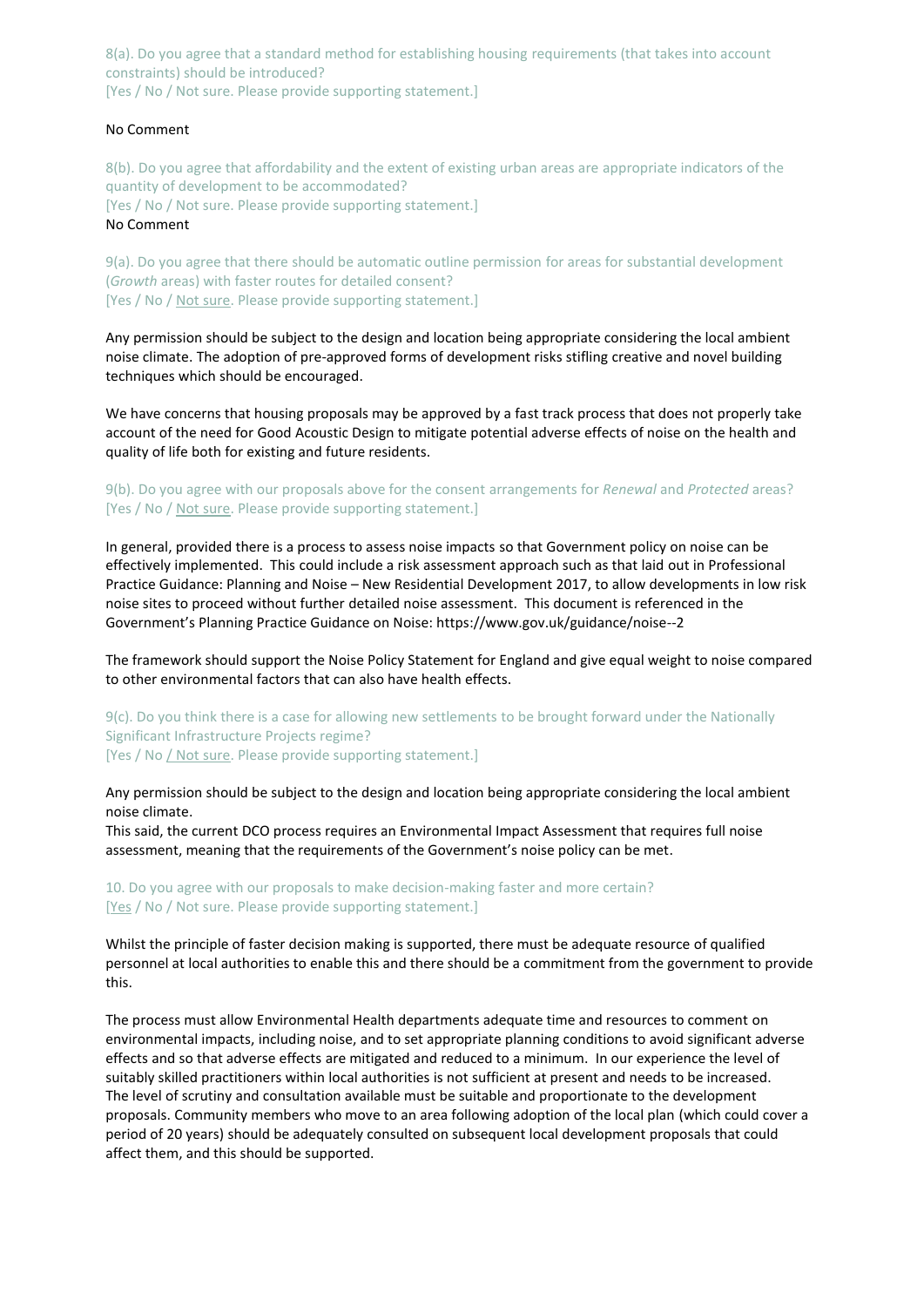8(a). Do you agree that a standard method for establishing housing requirements (that takes into account constraints) should be introduced?
[Yes / No / Not sure. Please provide supporting statement.]

No Comment

8(b). Do you agree that affordability and the extent of existing urban areas are appropriate indicators of the quantity of development to be accommodated?
[Yes / No / Not sure. Please provide supporting statement.]
No Comment

9(a). Do you agree that there should be automatic outline permission for areas for substantial development (*Growth* areas) with faster routes for detailed consent?
[Yes / No / Not sure. Please provide supporting statement.]

Any permission should be subject to the design and location being appropriate considering the local ambient noise climate. The adoption of pre-approved forms of development risks stifling creative and novel building techniques which should be encouraged.

We have concerns that housing proposals may be approved by a fast track process that does not properly take account of the need for Good Acoustic Design to mitigate potential adverse effects of noise on the health and quality of life both for existing and future residents.

9(b). Do you agree with our proposals above for the consent arrangements for *Renewal* and *Protected* areas?
[Yes / No / Not sure. Please provide supporting statement.]

In general, provided there is a process to assess noise impacts so that Government policy on noise can be effectively implemented. This could include a risk assessment approach such as that laid out in Professional Practice Guidance: Planning and Noise – New Residential Development 2017, to allow developments in low risk noise sites to proceed without further detailed noise assessment. This document is referenced in the Government's Planning Practice Guidance on Noise: https://www.gov.uk/guidance/noise--2

The framework should support the Noise Policy Statement for England and give equal weight to noise compared to other environmental factors that can also have health effects.

9(c). Do you think there is a case for allowing new settlements to be brought forward under the Nationally Significant Infrastructure Projects regime?
[Yes / No / Not sure. Please provide supporting statement.]

Any permission should be subject to the design and location being appropriate considering the local ambient noise climate.
This said, the current DCO process requires an Environmental Impact Assessment that requires full noise assessment, meaning that the requirements of the Government's noise policy can be met.

10. Do you agree with our proposals to make decision-making faster and more certain?
[Yes / No / Not sure. Please provide supporting statement.]

Whilst the principle of faster decision making is supported, there must be adequate resource of qualified personnel at local authorities to enable this and there should be a commitment from the government to provide this.

The process must allow Environmental Health departments adequate time and resources to comment on environmental impacts, including noise, and to set appropriate planning conditions to avoid significant adverse effects and so that adverse effects are mitigated and reduced to a minimum. In our experience the level of suitably skilled practitioners within local authorities is not sufficient at present and needs to be increased. The level of scrutiny and consultation available must be suitable and proportionate to the development proposals. Community members who move to an area following adoption of the local plan (which could cover a period of 20 years) should be adequately consulted on subsequent local development proposals that could affect them, and this should be supported.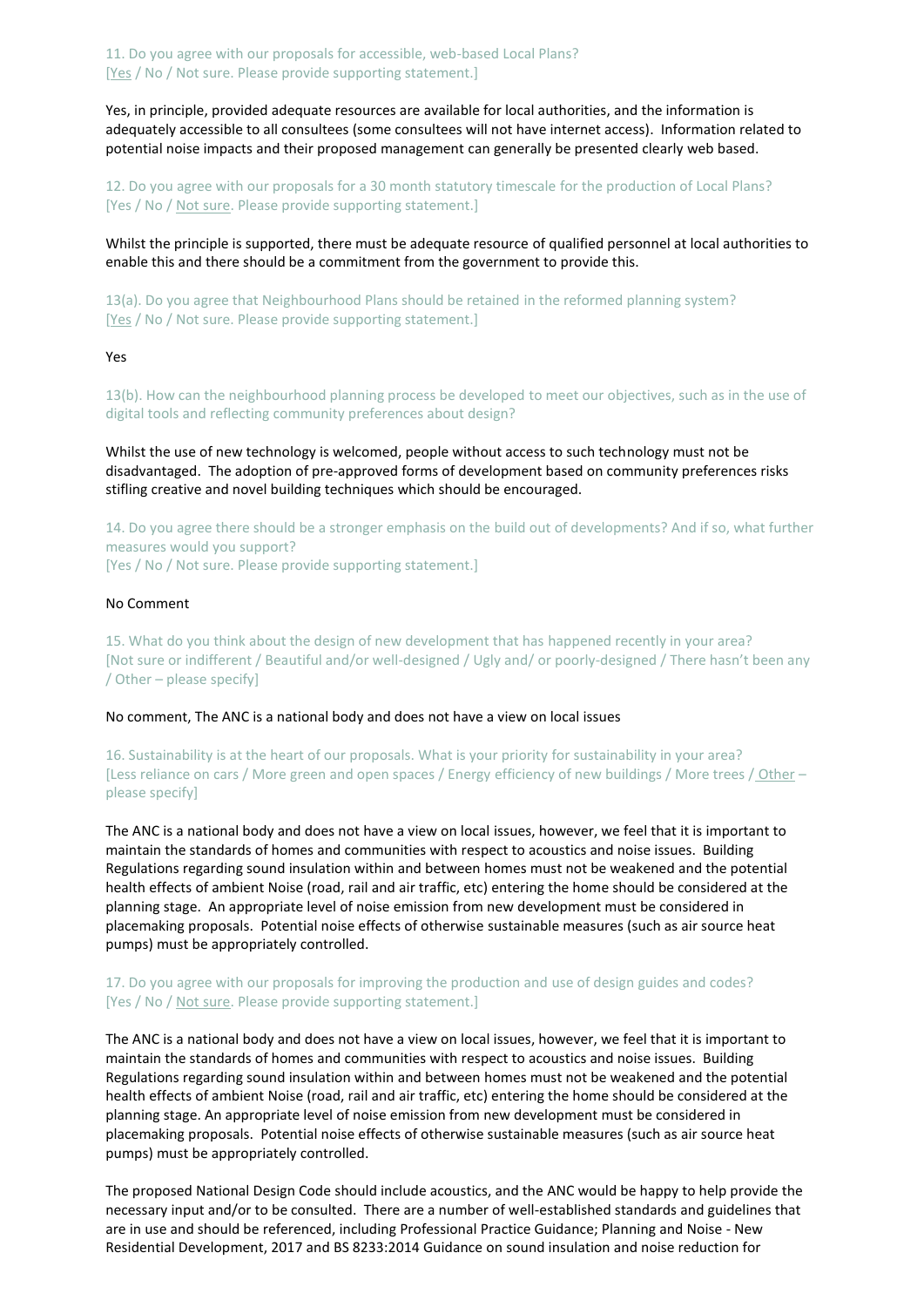11. Do you agree with our proposals for accessible, web-based Local Plans?
[<u>Yes</u> / No / Not sure. Please provide supporting statement.]

Yes, in principle, provided adequate resources are available for local authorities, and the information is adequately accessible to all consultees (some consultees will not have internet access). Information related to potential noise impacts and their proposed management can generally be presented clearly web based.

12. Do you agree with our proposals for a 30 month statutory timescale for the production of Local Plans?
[Yes / No / <u>Not sure</u>. Please provide supporting statement.]

Whilst the principle is supported, there must be adequate resource of qualified personnel at local authorities to enable this and there should be a commitment from the government to provide this.

13(a). Do you agree that Neighbourhood Plans should be retained in the reformed planning system?
[<u>Yes</u> / No / Not sure. Please provide supporting statement.]

Yes

13(b). How can the neighbourhood planning process be developed to meet our objectives, such as in the use of digital tools and reflecting community preferences about design?

Whilst the use of new technology is welcomed, people without access to such technology must not be disadvantaged. The adoption of pre-approved forms of development based on community preferences risks stifling creative and novel building techniques which should be encouraged.

14. Do you agree there should be a stronger emphasis on the build out of developments? And if so, what further measures would you support?
[Yes / No / Not sure. Please provide supporting statement.]

No Comment

15. What do you think about the design of new development that has happened recently in your area?
[Not sure or indifferent / Beautiful and/or well-designed / Ugly and/ or poorly-designed / There hasn't been any / Other – please specify]

No comment, The ANC is a national body and does not have a view on local issues

16. Sustainability is at the heart of our proposals. What is your priority for sustainability in your area?
[Less reliance on cars / More green and open spaces / Energy efficiency of new buildings / More trees / <u>Other</u> – please specify]

The ANC is a national body and does not have a view on local issues, however, we feel that it is important to maintain the standards of homes and communities with respect to acoustics and noise issues. Building Regulations regarding sound insulation within and between homes must not be weakened and the potential health effects of ambient Noise (road, rail and air traffic, etc) entering the home should be considered at the planning stage. An appropriate level of noise emission from new development must be considered in placemaking proposals. Potential noise effects of otherwise sustainable measures (such as air source heat pumps) must be appropriately controlled.

17. Do you agree with our proposals for improving the production and use of design guides and codes?
[Yes / No / <u>Not sure</u>. Please provide supporting statement.]

The ANC is a national body and does not have a view on local issues, however, we feel that it is important to maintain the standards of homes and communities with respect to acoustics and noise issues. Building Regulations regarding sound insulation within and between homes must not be weakened and the potential health effects of ambient Noise (road, rail and air traffic, etc) entering the home should be considered at the planning stage. An appropriate level of noise emission from new development must be considered in placemaking proposals. Potential noise effects of otherwise sustainable measures (such as air source heat pumps) must be appropriately controlled.

The proposed National Design Code should include acoustics, and the ANC would be happy to help provide the necessary input and/or to be consulted. There are a number of well-established standards and guidelines that are in use and should be referenced, including Professional Practice Guidance; Planning and Noise - New Residential Development, 2017 and BS 8233:2014 Guidance on sound insulation and noise reduction for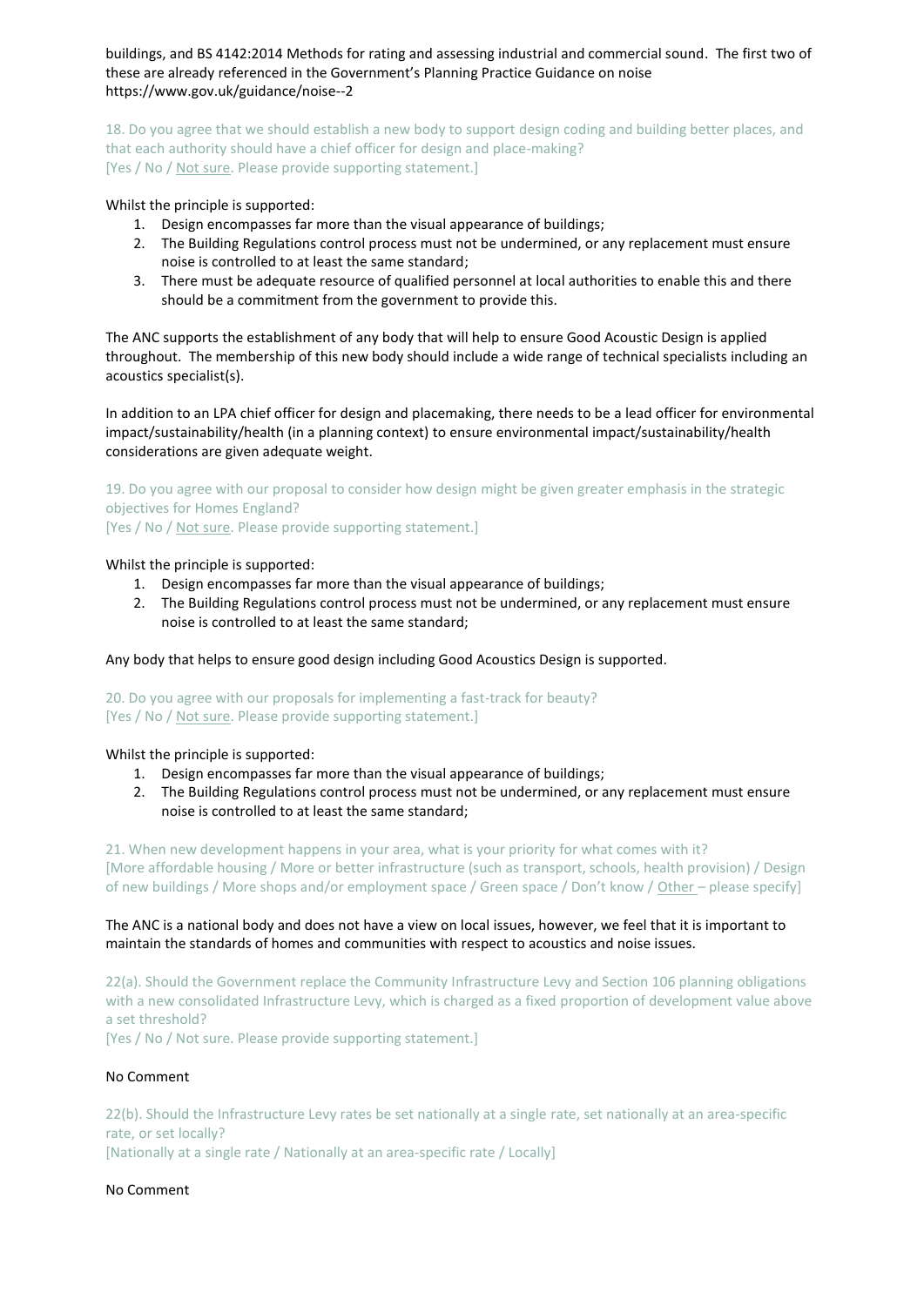buildings, and BS 4142:2014 Methods for rating and assessing industrial and commercial sound. The first two of these are already referenced in the Government's Planning Practice Guidance on noise https://www.gov.uk/guidance/noise--2

18. Do you agree that we should establish a new body to support design coding and building better places, and that each authority should have a chief officer for design and place-making?
[Yes / No / Not sure. Please provide supporting statement.]

Whilst the principle is supported:

1. Design encompasses far more than the visual appearance of buildings;
2. The Building Regulations control process must not be undermined, or any replacement must ensure noise is controlled to at least the same standard;
3. There must be adequate resource of qualified personnel at local authorities to enable this and there should be a commitment from the government to provide this.

The ANC supports the establishment of any body that will help to ensure Good Acoustic Design is applied throughout. The membership of this new body should include a wide range of technical specialists including an acoustics specialist(s).

In addition to an LPA chief officer for design and placemaking, there needs to be a lead officer for environmental impact/sustainability/health (in a planning context) to ensure environmental impact/sustainability/health considerations are given adequate weight.

19. Do you agree with our proposal to consider how design might be given greater emphasis in the strategic objectives for Homes England?
[Yes / No / Not sure. Please provide supporting statement.]

Whilst the principle is supported:

1. Design encompasses far more than the visual appearance of buildings;
2. The Building Regulations control process must not be undermined, or any replacement must ensure noise is controlled to at least the same standard;

Any body that helps to ensure good design including Good Acoustics Design is supported.

20. Do you agree with our proposals for implementing a fast-track for beauty?
[Yes / No / Not sure. Please provide supporting statement.]

Whilst the principle is supported:

1. Design encompasses far more than the visual appearance of buildings;
2. The Building Regulations control process must not be undermined, or any replacement must ensure noise is controlled to at least the same standard;

21. When new development happens in your area, what is your priority for what comes with it?
[More affordable housing / More or better infrastructure (such as transport, schools, health provision) / Design of new buildings / More shops and/or employment space / Green space / Don't know / Other – please specify]

The ANC is a national body and does not have a view on local issues, however, we feel that it is important to maintain the standards of homes and communities with respect to acoustics and noise issues.

22(a). Should the Government replace the Community Infrastructure Levy and Section 106 planning obligations with a new consolidated Infrastructure Levy, which is charged as a fixed proportion of development value above a set threshold?
[Yes / No / Not sure. Please provide supporting statement.]

No Comment

22(b). Should the Infrastructure Levy rates be set nationally at a single rate, set nationally at an area-specific rate, or set locally?
[Nationally at a single rate / Nationally at an area-specific rate / Locally]

No Comment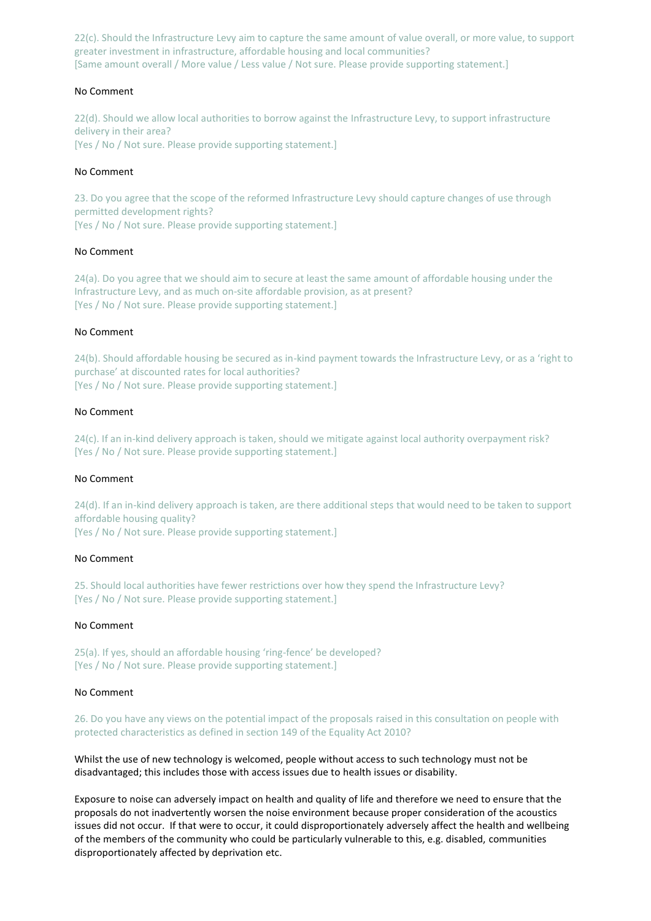22(c). Should the Infrastructure Levy aim to capture the same amount of value overall, or more value, to support greater investment in infrastructure, affordable housing and local communities?
[Same amount overall / More value / Less value / Not sure. Please provide supporting statement.]

No Comment

22(d). Should we allow local authorities to borrow against the Infrastructure Levy, to support infrastructure delivery in their area?
[Yes / No / Not sure. Please provide supporting statement.]

No Comment

23. Do you agree that the scope of the reformed Infrastructure Levy should capture changes of use through permitted development rights?
[Yes / No / Not sure. Please provide supporting statement.]

No Comment

24(a). Do you agree that we should aim to secure at least the same amount of affordable housing under the Infrastructure Levy, and as much on-site affordable provision, as at present?
[Yes / No / Not sure. Please provide supporting statement.]

No Comment

24(b). Should affordable housing be secured as in-kind payment towards the Infrastructure Levy, or as a 'right to purchase' at discounted rates for local authorities?
[Yes / No / Not sure. Please provide supporting statement.]

No Comment

24(c). If an in-kind delivery approach is taken, should we mitigate against local authority overpayment risk?
[Yes / No / Not sure. Please provide supporting statement.]

No Comment

24(d). If an in-kind delivery approach is taken, are there additional steps that would need to be taken to support affordable housing quality?
[Yes / No / Not sure. Please provide supporting statement.]

No Comment

25. Should local authorities have fewer restrictions over how they spend the Infrastructure Levy?
[Yes / No / Not sure. Please provide supporting statement.]

No Comment

25(a). If yes, should an affordable housing 'ring-fence' be developed?
[Yes / No / Not sure. Please provide supporting statement.]

No Comment

26. Do you have any views on the potential impact of the proposals raised in this consultation on people with protected characteristics as defined in section 149 of the Equality Act 2010?

Whilst the use of new technology is welcomed, people without access to such technology must not be disadvantaged; this includes those with access issues due to health issues or disability.

Exposure to noise can adversely impact on health and quality of life and therefore we need to ensure that the proposals do not inadvertently worsen the noise environment because proper consideration of the acoustics issues did not occur. If that were to occur, it could disproportionately adversely affect the health and wellbeing of the members of the community who could be particularly vulnerable to this, e.g. disabled, communities disproportionately affected by deprivation etc.